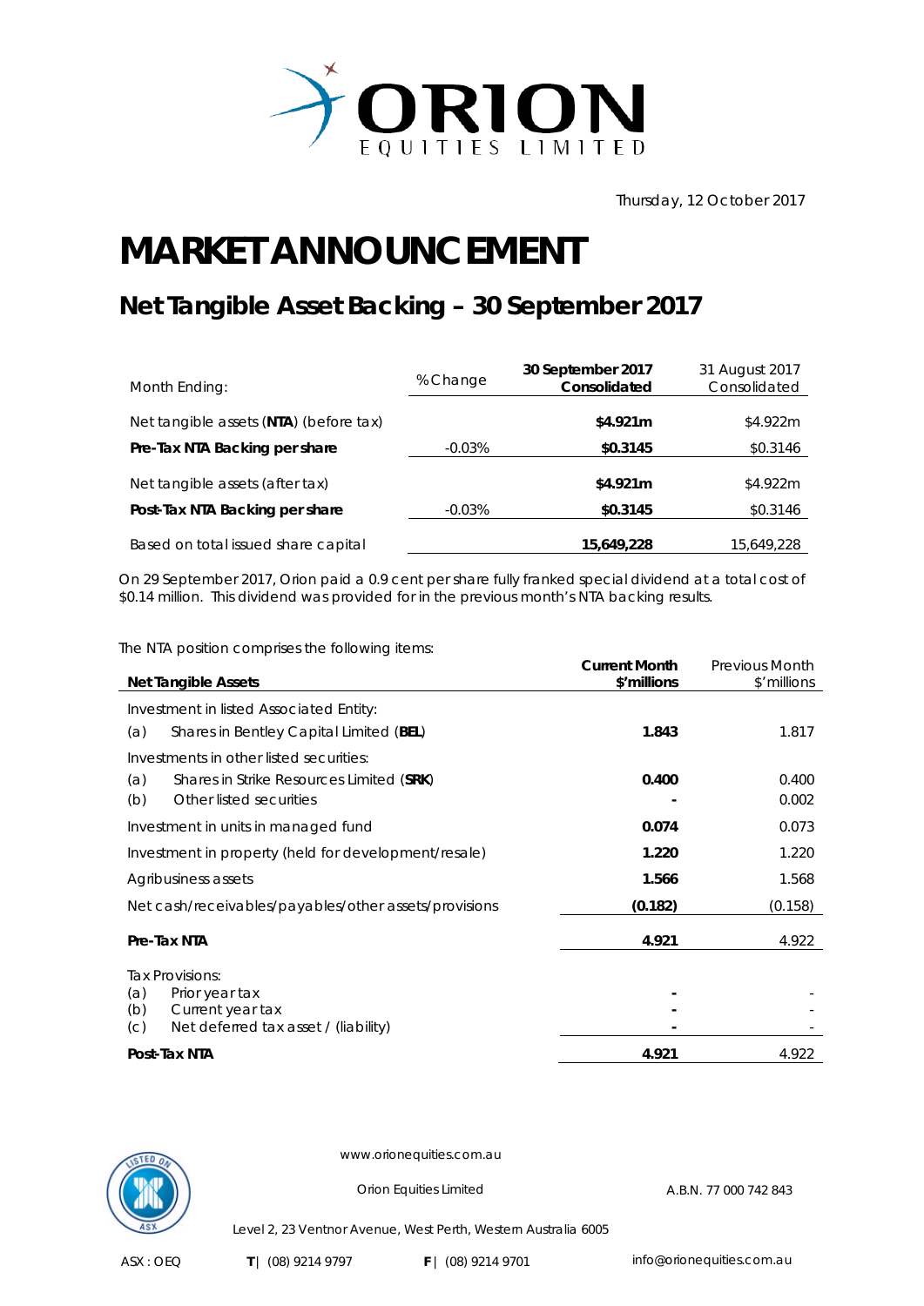# ORION EQUITIES LIMITED

Thursday, 12 October 2017

# MARKET ANNOUNCEMENT

## Net Tangible Asset Backing – 30 September 2017

| Month Ending: | % Change | **30 September 2017 Consolidated** | 31 August 2017 Consolidated |
|---|---|---|---|
| Net tangible assets (**NTA**) (before tax) | | **$4.921m** | $4.922m |
| **Pre-Tax NTA Backing per share** | -0.03% | **$0.3145** | $0.3146 |
| Net tangible assets (after tax) | | **$4.921m** | $4.922m |
| **Post-Tax NTA Backing per share** | -0.03% | **$0.3145** | $0.3146 |
| Based on total issued share capital | | **15,649,228** | 15,649,228 |

On 29 September 2017, Orion paid a 0.9 cent per share fully franked special dividend at a total cost of $0.14 million. This dividend was provided for in the previous month's NTA backing results.

The NTA position comprises the following items:

| **Net Tangible Assets** | **Current Month $'millions** | Previous Month $'millions |
|---|---|---|
| Investment in listed Associated Entity: | | |
| (a) Shares in Bentley Capital Limited (**BEL**) | **1.843** | 1.817 |
| Investments in other listed securities: | | |
| (a) Shares in Strike Resources Limited (**SRK**) | **0.400** | 0.400 |
| (b) Other listed securities | **-** | 0.002 |
| Investment in units in managed fund | **0.074** | 0.073 |
| Investment in property (held for development/resale) | **1.220** | 1.220 |
| Agribusiness assets | **1.566** | 1.568 |
| Net cash/receivables/payables/other assets/provisions | **(0.182)** | (0.158) |
| **Pre-Tax NTA** | **4.921** | 4.922 |
| Tax Provisions: | | |
| (a) Prior year tax | **-** | - |
| (b) Current year tax | **-** | - |
| (c) Net deferred tax asset / (liability) | **-** | - |
| **Post-Tax NTA** | **4.921** | 4.922 |

www.orionequities.com.au

Orion Equities Limited A.B.N. 77 000 742 843

Level 2, 23 Ventnor Avenue, West Perth, Western Australia 6005

ASX : OEQ **T** | (08) 9214 9797 **F** | (08) 9214 9701 info@orionequities.com.au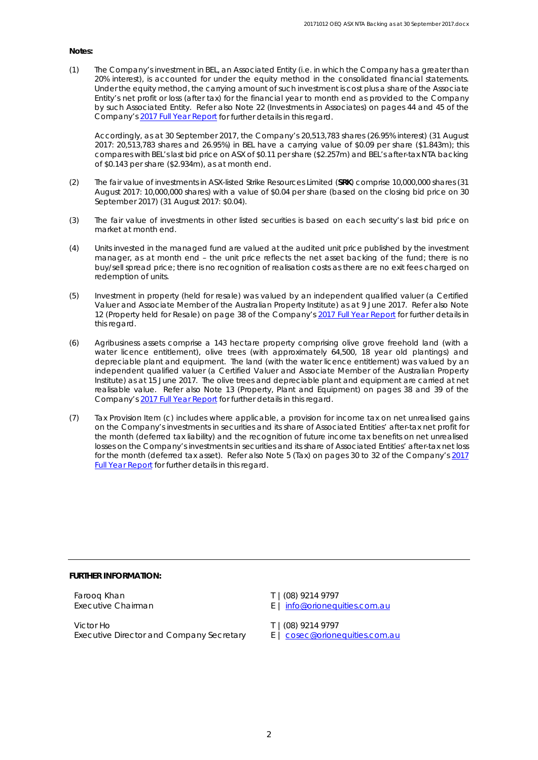**Notes:**

(1) The Company's investment in BEL, an Associated Entity (i.e. in which the Company has a greater than 20% interest), is accounted for under the equity method in the consolidated financial statements. Under the equity method, the carrying amount of such investment is cost plus a share of the Associate Entity's net profit or loss (after tax) for the financial year to month end as provided to the Company by such Associated Entity. Refer also Note 22 (Investments in Associates) on pages 44 and 45 of the Company's 2017 Full Year Report for further details in this regard.

Accordingly, as at 30 September 2017, the Company's 20,513,783 shares (26.95% interest) (31 August 2017: 20,513,783 shares and 26.95%) in BEL have a carrying value of $0.09 per share ($1.843m); this compares with BEL's last bid price on ASX of $0.11 per share ($2.257m) and BEL's after-tax NTA backing of $0.143 per share ($2.934m), as at month end.

(2) The fair value of investments in ASX-listed Strike Resources Limited (**SRK**) comprise 10,000,000 shares (31 August 2017: 10,000,000 shares) with a value of $0.04 per share (based on the closing bid price on 30 September 2017) (31 August 2017: $0.04).

(3) The fair value of investments in other listed securities is based on each security's last bid price on market at month end.

(4) Units invested in the managed fund are valued at the audited unit price published by the investment manager, as at month end – the unit price reflects the net asset backing of the fund; there is no buy/sell spread price; there is no recognition of realisation costs as there are no exit fees charged on redemption of units.

(5) Investment in property (held for resale) was valued by an independent qualified valuer (a Certified Valuer and Associate Member of the Australian Property Institute) as at 9 June 2017. Refer also Note 12 (Property held for Resale) on page 38 of the Company's 2017 Full Year Report for further details in this regard.

(6) Agribusiness assets comprise a 143 hectare property comprising olive grove freehold land (with a water licence entitlement), olive trees (with approximately 64,500, 18 year old plantings) and depreciable plant and equipment. The land (with the water licence entitlement) was valued by an independent qualified valuer (a Certified Valuer and Associate Member of the Australian Property Institute) as at 15 June 2017. The olive trees and depreciable plant and equipment are carried at net realisable value. Refer also Note 13 (Property, Plant and Equipment) on pages 38 and 39 of the Company's 2017 Full Year Report for further details in this regard.

(7) Tax Provision Item (c) includes where applicable, a provision for income tax on net unrealised gains on the Company's investments in securities and its share of Associated Entities' after-tax net profit for the month (deferred tax liability) and the recognition of future income tax benefits on net unrealised losses on the Company's investments in securities and its share of Associated Entities' after-tax net loss for the month (deferred tax asset). Refer also Note 5 (Tax) on pages 30 to 32 of the Company's 2017 Full Year Report for further details in this regard.

---

**FURTHER INFORMATION:**

| | |
|---|---|
| Farooq Khan<br>Executive Chairman | T \| (08) 9214 9797<br>E \| info@orionequities.com.au |
| Victor Ho<br>Executive Director and Company Secretary | T \| (08) 9214 9797<br>E \| cosec@orionequities.com.au |